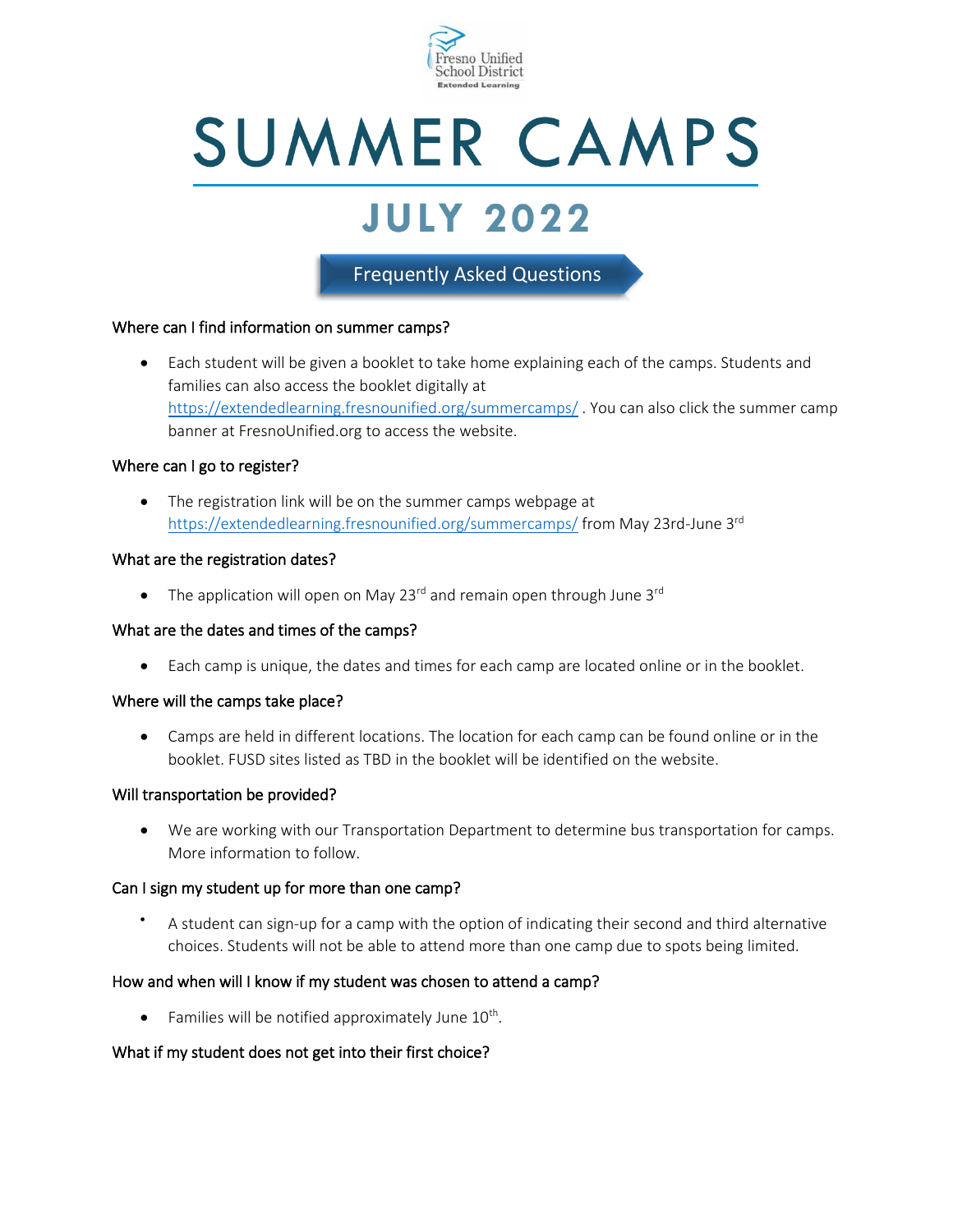Fresno Unified School District
Extended Learning

# SUMMER CAMPS

## JULY 2022

### Frequently Asked Questions

**Where can I find information on summer camps?**

- Each student will be given a booklet to take home explaining each of the camps. Students and families can also access the booklet digitally at https://extendedlearning.fresnounified.org/summercamps/ . You can also click the summer camp banner at FresnoUnified.org to access the website.

**Where can I go to register?**

- The registration link will be on the summer camps webpage at https://extendedlearning.fresnounified.org/summercamps/ from May 23rd-June 3rd

**What are the registration dates?**

- The application will open on May 23rd and remain open through June 3rd

**What are the dates and times of the camps?**

- Each camp is unique, the dates and times for each camp are located online or in the booklet.

**Where will the camps take place?**

- Camps are held in different locations. The location for each camp can be found online or in the booklet. FUSD sites listed as TBD in the booklet will be identified on the website.

**Will transportation be provided?**

- We are working with our Transportation Department to determine bus transportation for camps. More information to follow.

**Can I sign my student up for more than one camp?**

- A student can sign-up for a camp with the option of indicating their second and third alternative choices. Students will not be able to attend more than one camp due to spots being limited.

**How and when will I know if my student was chosen to attend a camp?**

- Families will be notified approximately June 10th.

**What if my student does not get into their first choice?**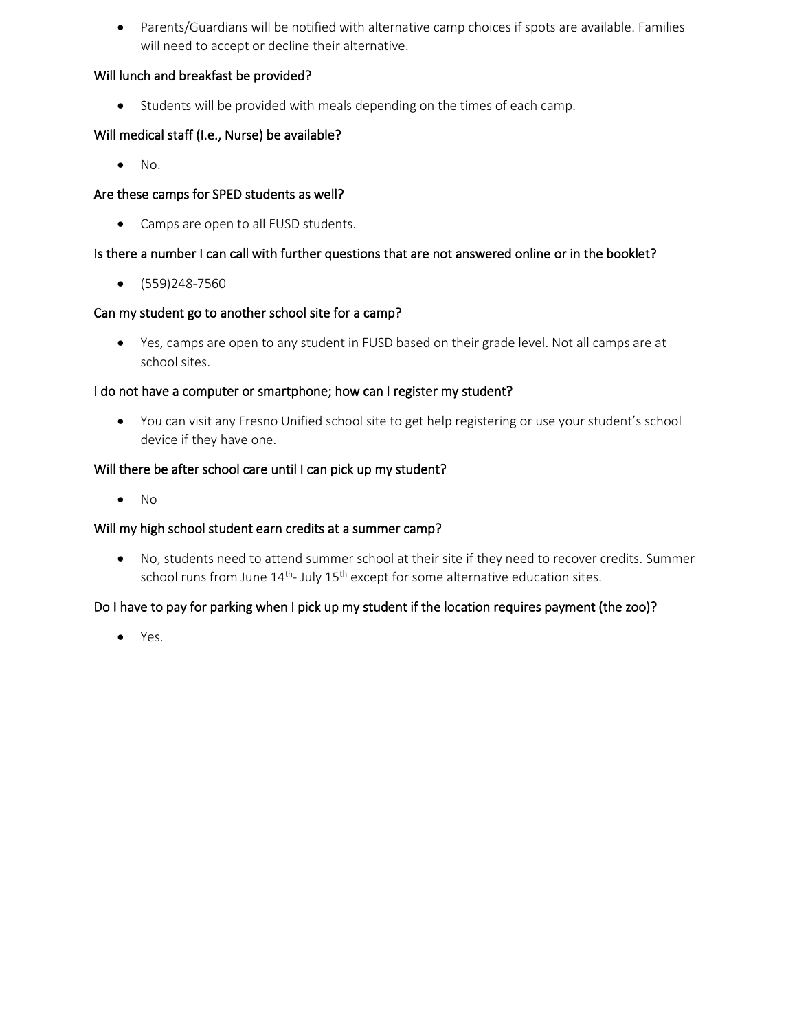- Parents/Guardians will be notified with alternative camp choices if spots are available. Families will need to accept or decline their alternative.

### Will lunch and breakfast be provided?

- Students will be provided with meals depending on the times of each camp.

### Will medical staff (I.e., Nurse) be available?

- No.

### Are these camps for SPED students as well?

- Camps are open to all FUSD students.

### Is there a number I can call with further questions that are not answered online or in the booklet?

- (559)248-7560

### Can my student go to another school site for a camp?

- Yes, camps are open to any student in FUSD based on their grade level. Not all camps are at school sites.

### I do not have a computer or smartphone; how can I register my student?

- You can visit any Fresno Unified school site to get help registering or use your student's school device if they have one.

### Will there be after school care until I can pick up my student?

- No

### Will my high school student earn credits at a summer camp?

- No, students need to attend summer school at their site if they need to recover credits. Summer school runs from June 14th- July 15th except for some alternative education sites.

### Do I have to pay for parking when I pick up my student if the location requires payment (the zoo)?

- Yes.